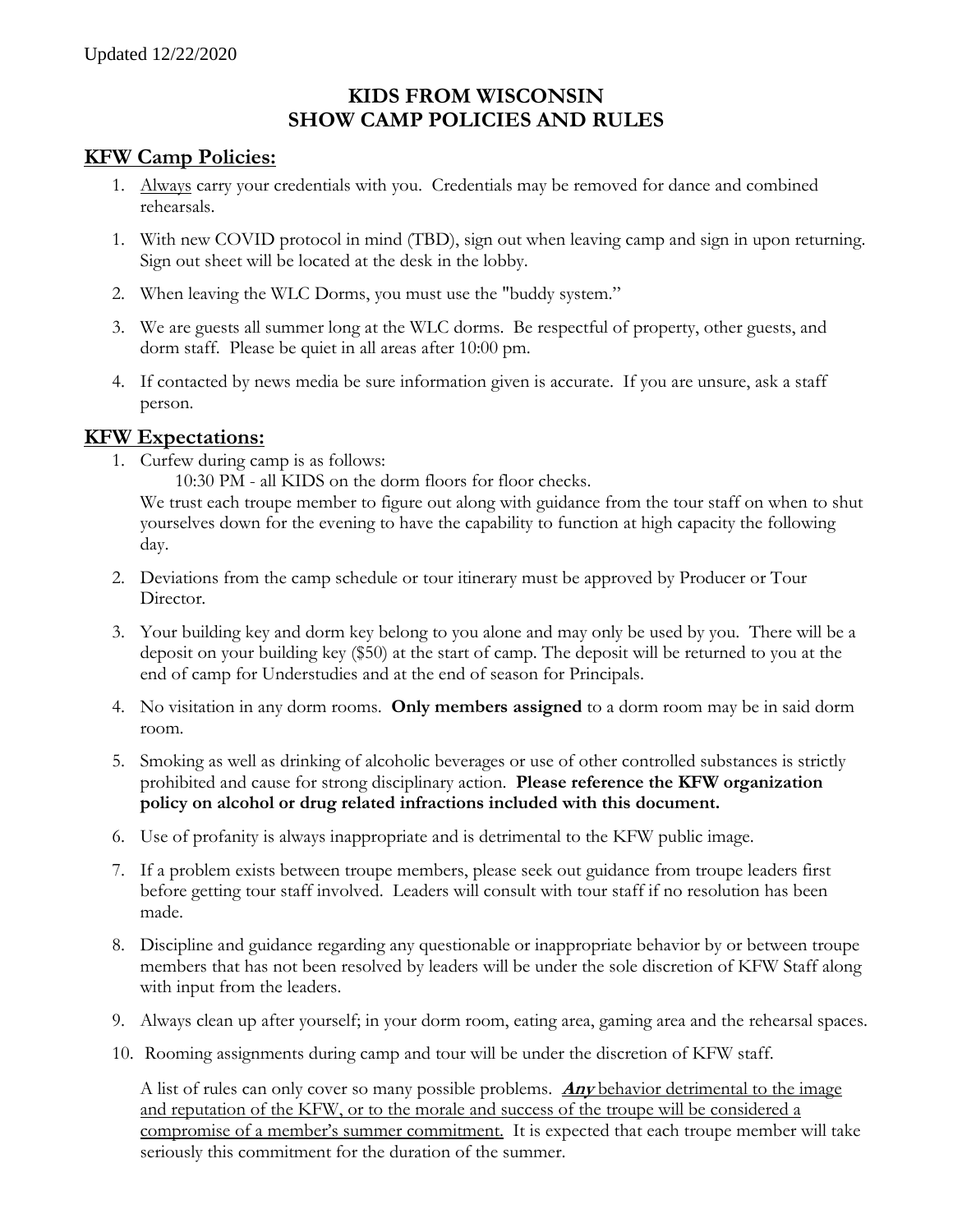Updated 12/22/2020

# KIDS FROM WISCONSIN
# SHOW CAMP POLICIES AND RULES

## KFW Camp Policies:

1. Always carry your credentials with you. Credentials may be removed for dance and combined rehearsals.

1. With new COVID protocol in mind (TBD), sign out when leaving camp and sign in upon returning. Sign out sheet will be located at the desk in the lobby.

2. When leaving the WLC Dorms, you must use the "buddy system."

3. We are guests all summer long at the WLC dorms. Be respectful of property, other guests, and dorm staff. Please be quiet in all areas after 10:00 pm.

4. If contacted by news media be sure information given is accurate. If you are unsure, ask a staff person.

## KFW Expectations:

1. Curfew during camp is as follows:

   10:30 PM - all KIDS on the dorm floors for floor checks.

   We trust each troupe member to figure out along with guidance from the tour staff on when to shut yourselves down for the evening to have the capability to function at high capacity the following day.

2. Deviations from the camp schedule or tour itinerary must be approved by Producer or Tour Director.

3. Your building key and dorm key belong to you alone and may only be used by you. There will be a deposit on your building key ($50) at the start of camp. The deposit will be returned to you at the end of camp for Understudies and at the end of season for Principals.

4. No visitation in any dorm rooms. **Only members assigned** to a dorm room may be in said dorm room.

5. Smoking as well as drinking of alcoholic beverages or use of other controlled substances is strictly prohibited and cause for strong disciplinary action. **Please reference the KFW organization policy on alcohol or drug related infractions included with this document.**

6. Use of profanity is always inappropriate and is detrimental to the KFW public image.

7. If a problem exists between troupe members, please seek out guidance from troupe leaders first before getting tour staff involved. Leaders will consult with tour staff if no resolution has been made.

8. Discipline and guidance regarding any questionable or inappropriate behavior by or between troupe members that has not been resolved by leaders will be under the sole discretion of KFW Staff along with input from the leaders.

9. Always clean up after yourself; in your dorm room, eating area, gaming area and the rehearsal spaces.

10. Rooming assignments during camp and tour will be under the discretion of KFW staff.

A list of rules can only cover so many possible problems. ***Any*** behavior detrimental to the image and reputation of the KFW, or to the morale and success of the troupe will be considered a compromise of a member's summer commitment. It is expected that each troupe member will take seriously this commitment for the duration of the summer.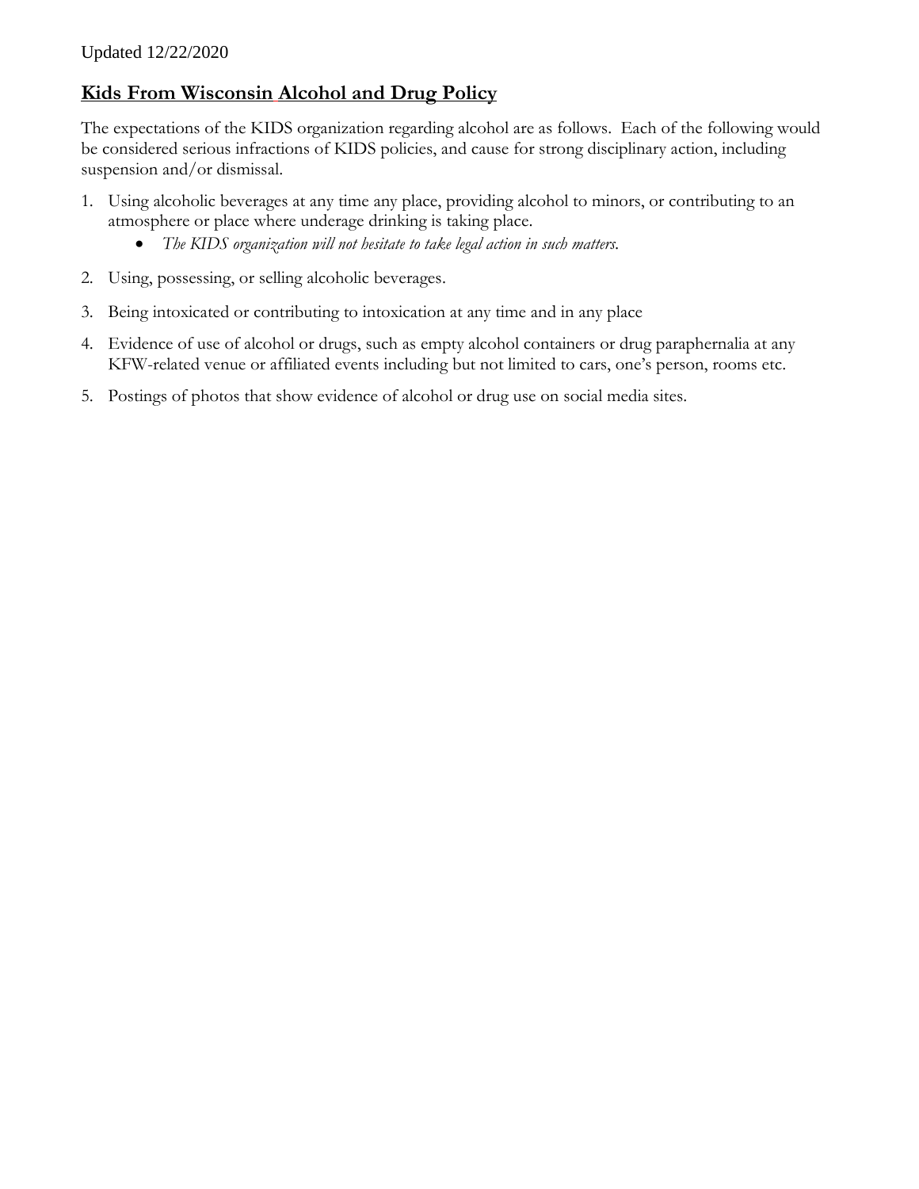Updated 12/22/2020

## **Kids From Wisconsin Alcohol and Drug Policy**

The expectations of the KIDS organization regarding alcohol are as follows. Each of the following would be considered serious infractions of KIDS policies, and cause for strong disciplinary action, including suspension and/or dismissal.

1. Using alcoholic beverages at any time any place, providing alcohol to minors, or contributing to an atmosphere or place where underage drinking is taking place.
   - *The KIDS organization will not hesitate to take legal action in such matters.*
2. Using, possessing, or selling alcoholic beverages.
3. Being intoxicated or contributing to intoxication at any time and in any place
4. Evidence of use of alcohol or drugs, such as empty alcohol containers or drug paraphernalia at any KFW-related venue or affiliated events including but not limited to cars, one's person, rooms etc.
5. Postings of photos that show evidence of alcohol or drug use on social media sites.